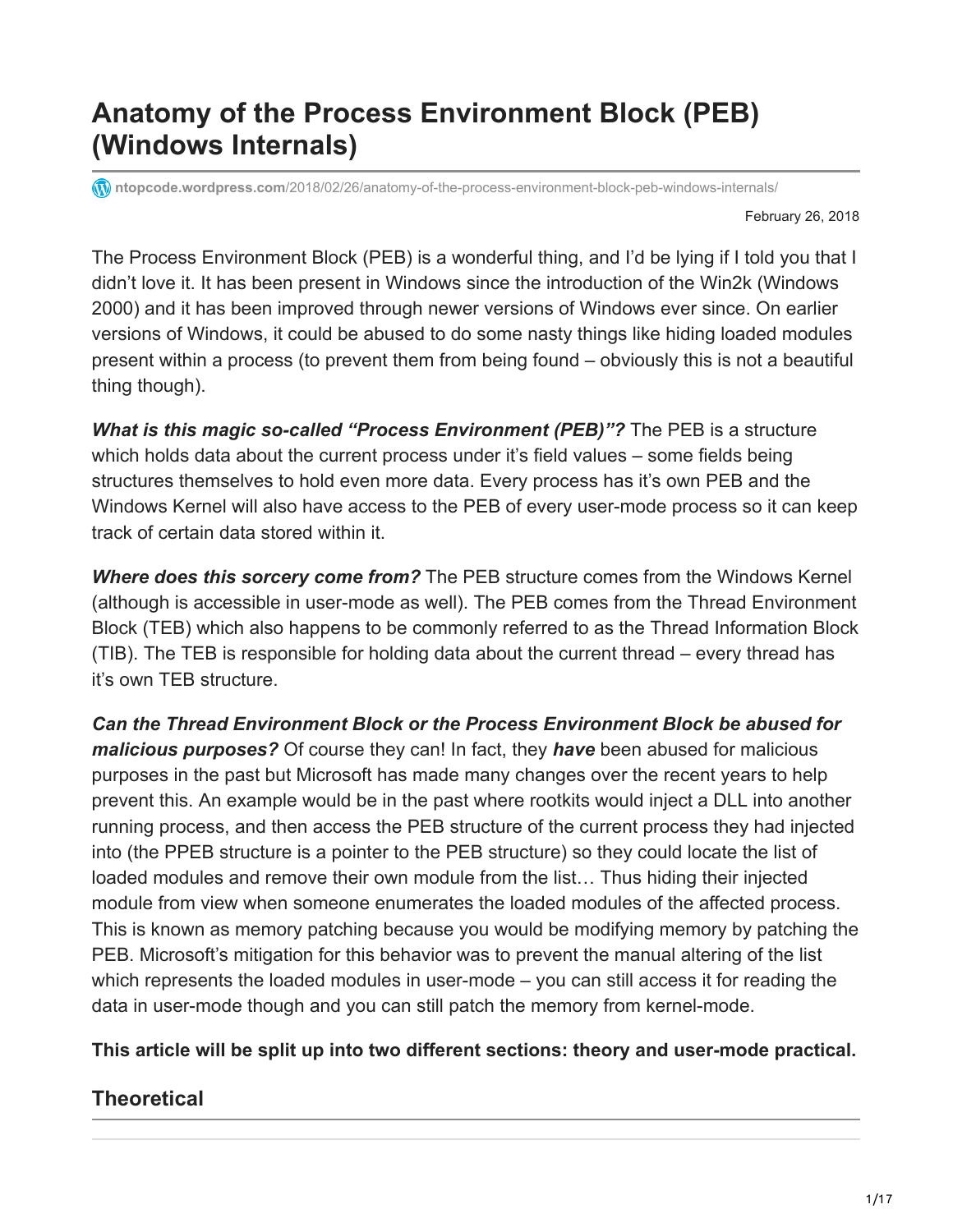# Anatomy of the Process Environment Block (PEB) (Windows Internals)

ntopcode.wordpress.com/2018/02/26/anatomy-of-the-process-environment-block-peb-windows-internals/

February 26, 2018

The Process Environment Block (PEB) is a wonderful thing, and I'd be lying if I told you that I didn't love it. It has been present in Windows since the introduction of the Win2k (Windows 2000) and it has been improved through newer versions of Windows ever since. On earlier versions of Windows, it could be abused to do some nasty things like hiding loaded modules present within a process (to prevent them from being found – obviously this is not a beautiful thing though).

***What is this magic so-called "Process Environment (PEB)"?*** The PEB is a structure which holds data about the current process under it's field values – some fields being structures themselves to hold even more data. Every process has it's own PEB and the Windows Kernel will also have access to the PEB of every user-mode process so it can keep track of certain data stored within it.

***Where does this sorcery come from?*** The PEB structure comes from the Windows Kernel (although is accessible in user-mode as well). The PEB comes from the Thread Environment Block (TEB) which also happens to be commonly referred to as the Thread Information Block (TIB). The TEB is responsible for holding data about the current thread – every thread has it's own TEB structure.

***Can the Thread Environment Block or the Process Environment Block be abused for malicious purposes?*** Of course they can! In fact, they ***have*** been abused for malicious purposes in the past but Microsoft has made many changes over the recent years to help prevent this. An example would be in the past where rootkits would inject a DLL into another running process, and then access the PEB structure of the current process they had injected into (the PPEB structure is a pointer to the PEB structure) so they could locate the list of loaded modules and remove their own module from the list… Thus hiding their injected module from view when someone enumerates the loaded modules of the affected process. This is known as memory patching because you would be modifying memory by patching the PEB. Microsoft's mitigation for this behavior was to prevent the manual altering of the list which represents the loaded modules in user-mode – you can still access it for reading the data in user-mode though and you can still patch the memory from kernel-mode.

**This article will be split up into two different sections: theory and user-mode practical.**

## Theoretical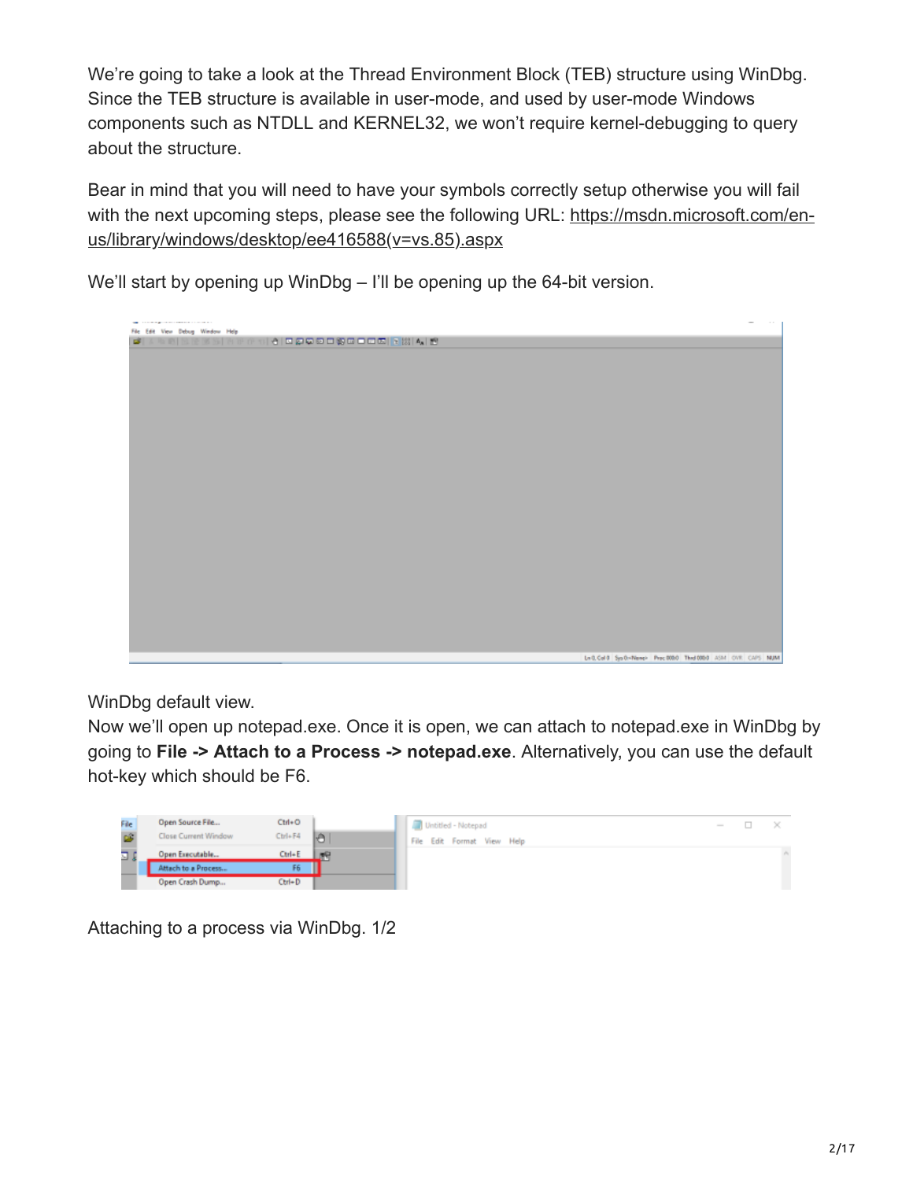We're going to take a look at the Thread Environment Block (TEB) structure using WinDbg. Since the TEB structure is available in user-mode, and used by user-mode Windows components such as NTDLL and KERNEL32, we won't require kernel-debugging to query about the structure.

Bear in mind that you will need to have your symbols correctly setup otherwise you will fail with the next upcoming steps, please see the following URL: [https://msdn.microsoft.com/en-us/library/windows/desktop/ee416588(v=vs.85).aspx](https://msdn.microsoft.com/en-us/library/windows/desktop/ee416588(v=vs.85).aspx)

We'll start by opening up WinDbg – I'll be opening up the 64-bit version.

WinDbg default view.

Now we'll open up notepad.exe. Once it is open, we can attach to notepad.exe in WinDbg by going to **File -> Attach to a Process -> notepad.exe**. Alternatively, you can use the default hot-key which should be F6.

Attaching to a process via WinDbg. 1/2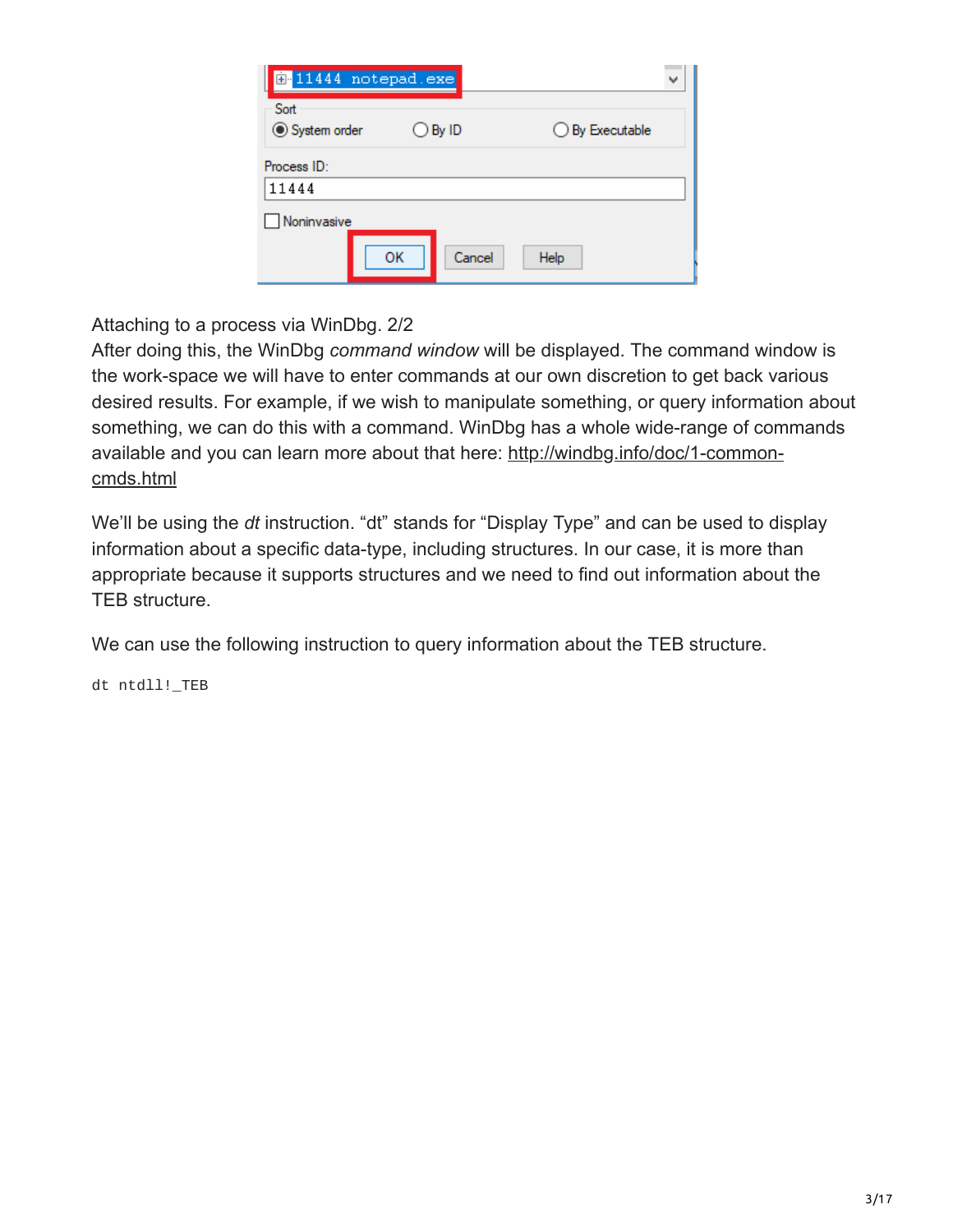Attaching to a process via WinDbg. 2/2

After doing this, the WinDbg *command window* will be displayed. The command window is the work-space we will have to enter commands at our own discretion to get back various desired results. For example, if we wish to manipulate something, or query information about something, we can do this with a command. WinDbg has a whole wide-range of commands available and you can learn more about that here: http://windbg.info/doc/1-common-cmds.html

We'll be using the *dt* instruction. "dt" stands for "Display Type" and can be used to display information about a specific data-type, including structures. In our case, it is more than appropriate because it supports structures and we need to find out information about the TEB structure.

We can use the following instruction to query information about the TEB structure.

```
dt ntdll!_TEB
```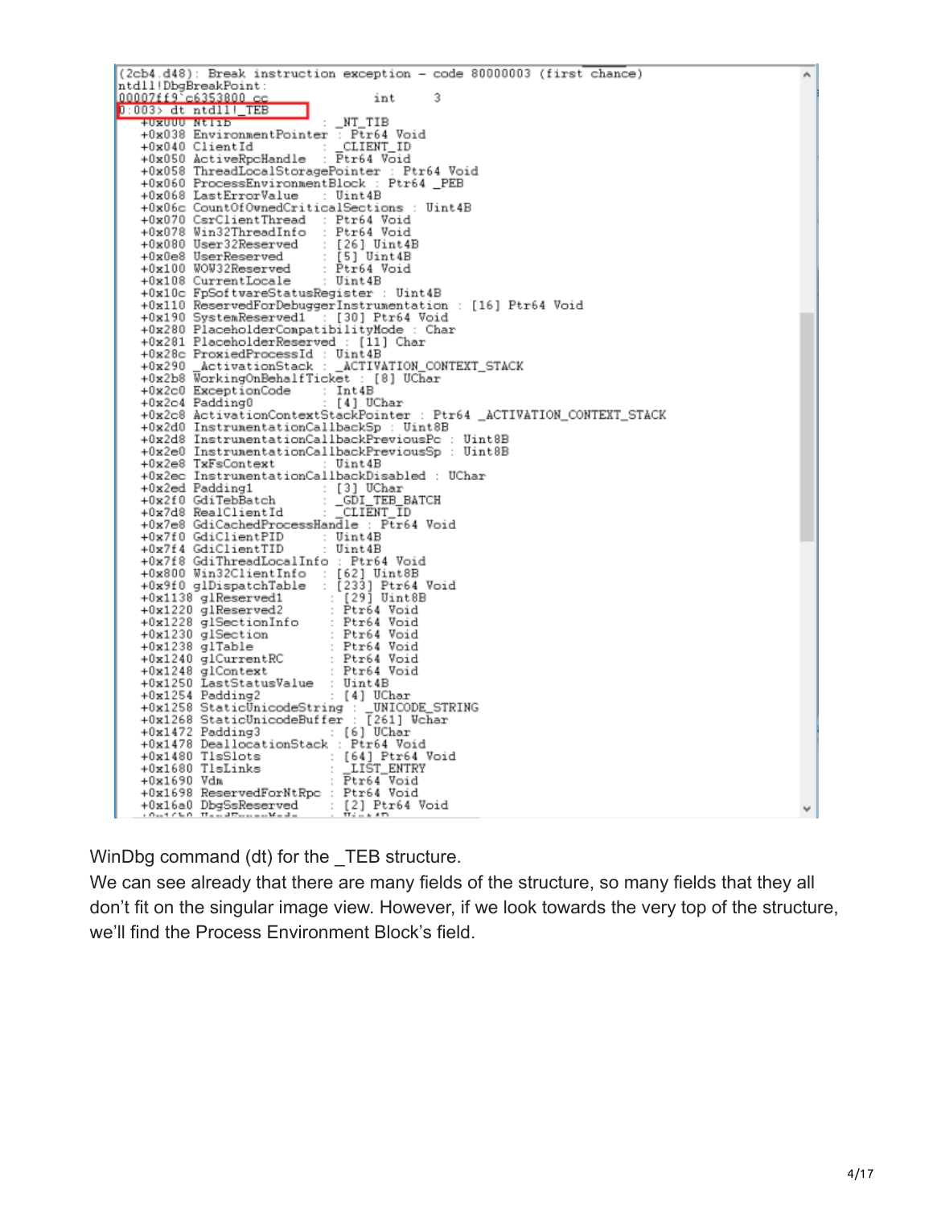```
(2cb4.d48): Break instruction exception - code 80000003 (first chance)
ntdll!DbgBreakPoint:
00007ff9`c6353800 cc              int     3
0:003> dt ntdll!_TEB
   +0x000 NtTib            : _NT_TIB
   +0x038 EnvironmentPointer : Ptr64 Void
   +0x040 ClientId         : _CLIENT_ID
   +0x050 ActiveRpcHandle  : Ptr64 Void
   +0x058 ThreadLocalStoragePointer : Ptr64 Void
   +0x060 ProcessEnvironmentBlock : Ptr64 _PEB
   +0x068 LastErrorValue   : Uint4B
   +0x06c CountOfOwnedCriticalSections : Uint4B
   +0x070 CsrClientThread  : Ptr64 Void
   +0x078 Win32ThreadInfo  : Ptr64 Void
   +0x080 User32Reserved   : [26] Uint4B
   +0x0e8 UserReserved     : [5] Uint4B
   +0x100 WOW32Reserved    : Ptr64 Void
   +0x108 CurrentLocale    : Uint4B
   +0x10c FpSoftwareStatusRegister : Uint4B
   +0x110 ReservedForDebuggerInstrumentation : [16] Ptr64 Void
   +0x190 SystemReserved1  : [30] Ptr64 Void
   +0x280 PlaceholderCompatibilityMode : Char
   +0x281 PlaceholderReserved : [11] Char
   +0x28c ProxiedProcessId : Uint4B
   +0x290 _ActivationStack : _ACTIVATION_CONTEXT_STACK
   +0x2b8 WorkingOnBehalfTicket : [8] UChar
   +0x2c0 ExceptionCode    : Int4B
   +0x2c4 Padding0         : [4] UChar
   +0x2c8 ActivationContextStackPointer : Ptr64 _ACTIVATION_CONTEXT_STACK
   +0x2d0 InstrumentationCallbackSp : Uint8B
   +0x2d8 InstrumentationCallbackPreviousPc : Uint8B
   +0x2e0 InstrumentationCallbackPreviousSp : Uint8B
   +0x2e8 TxFsContext      : Uint4B
   +0x2ec InstrumentationCallbackDisabled : UChar
   +0x2ed Padding1         : [3] UChar
   +0x2f0 GdiTebBatch      : _GDI_TEB_BATCH
   +0x7d8 RealClientId     : _CLIENT_ID
   +0x7e8 GdiCachedProcessHandle : Ptr64 Void
   +0x7f0 GdiClientPID     : Uint4B
   +0x7f4 GdiClientTID     : Uint4B
   +0x7f8 GdiThreadLocalInfo : Ptr64 Void
   +0x800 Win32ClientInfo  : [62] Uint8B
   +0x9f0 glDispatchTable  : [233] Ptr64 Void
   +0x1138 glReserved1      : [29] Uint8B
   +0x1220 glReserved2      : Ptr64 Void
   +0x1228 glSectionInfo    : Ptr64 Void
   +0x1230 glSection        : Ptr64 Void
   +0x1238 glTable          : Ptr64 Void
   +0x1240 glCurrentRC      : Ptr64 Void
   +0x1248 glContext        : Ptr64 Void
   +0x1250 LastStatusValue  : Uint4B
   +0x1254 Padding2         : [4] UChar
   +0x1258 StaticUnicodeString : _UNICODE_STRING
   +0x1268 StaticUnicodeBuffer : [261] Wchar
   +0x1472 Padding3         : [6] UChar
   +0x1478 DeallocationStack : Ptr64 Void
   +0x1480 TlsSlots         : [64] Ptr64 Void
   +0x1680 TlsLinks         : _LIST_ENTRY
   +0x1690 Vdm              : Ptr64 Void
   +0x1698 ReservedForNtRpc : Ptr64 Void
   +0x16a0 DbgSsReserved    : [2] Ptr64 Void
```

WinDbg command (dt) for the _TEB structure.

We can see already that there are many fields of the structure, so many fields that they all don't fit on the singular image view. However, if we look towards the very top of the structure, we'll find the Process Environment Block's field.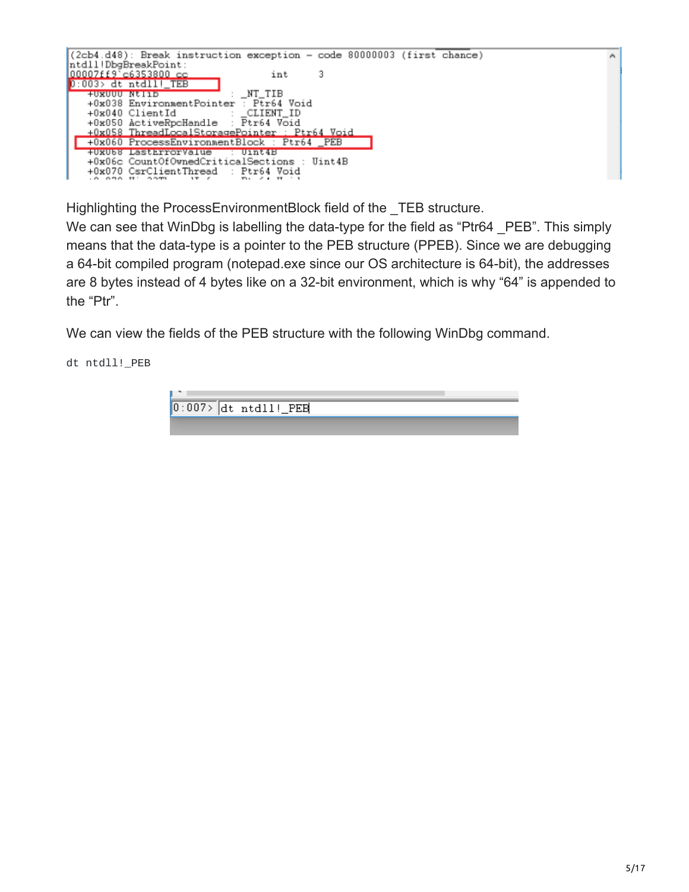```
(2cb4.d48): Break instruction exception - code 80000003 (first chance)
ntdll!DbgBreakPoint:
00007ff9`c6353800 cc              int     3
0:003> dt ntdll!_TEB
   +0x000 NtTib            : _NT_TIB
   +0x038 EnvironmentPointer : Ptr64 Void
   +0x040 ClientId         : _CLIENT_ID
   +0x050 ActiveRpcHandle  : Ptr64 Void
   +0x058 ThreadLocalStoragePointer : Ptr64 Void
   +0x060 ProcessEnvironmentBlock : Ptr64 _PEB
   +0x068 LastErrorValue   : Uint4B
   +0x06c CountOfOwnedCriticalSections : Uint4B
   +0x070 CsrClientThread  : Ptr64 Void
```

Highlighting the ProcessEnvironmentBlock field of the _TEB structure.
We can see that WinDbg is labelling the data-type for the field as "Ptr64 _PEB". This simply means that the data-type is a pointer to the PEB structure (PPEB). Since we are debugging a 64-bit compiled program (notepad.exe since our OS architecture is 64-bit), the addresses are 8 bytes instead of 4 bytes like on a 32-bit environment, which is why "64" is appended to the "Ptr".

We can view the fields of the PEB structure with the following WinDbg command.

```
dt ntdll!_PEB
```

```
0:007> dt ntdll!_PEB
```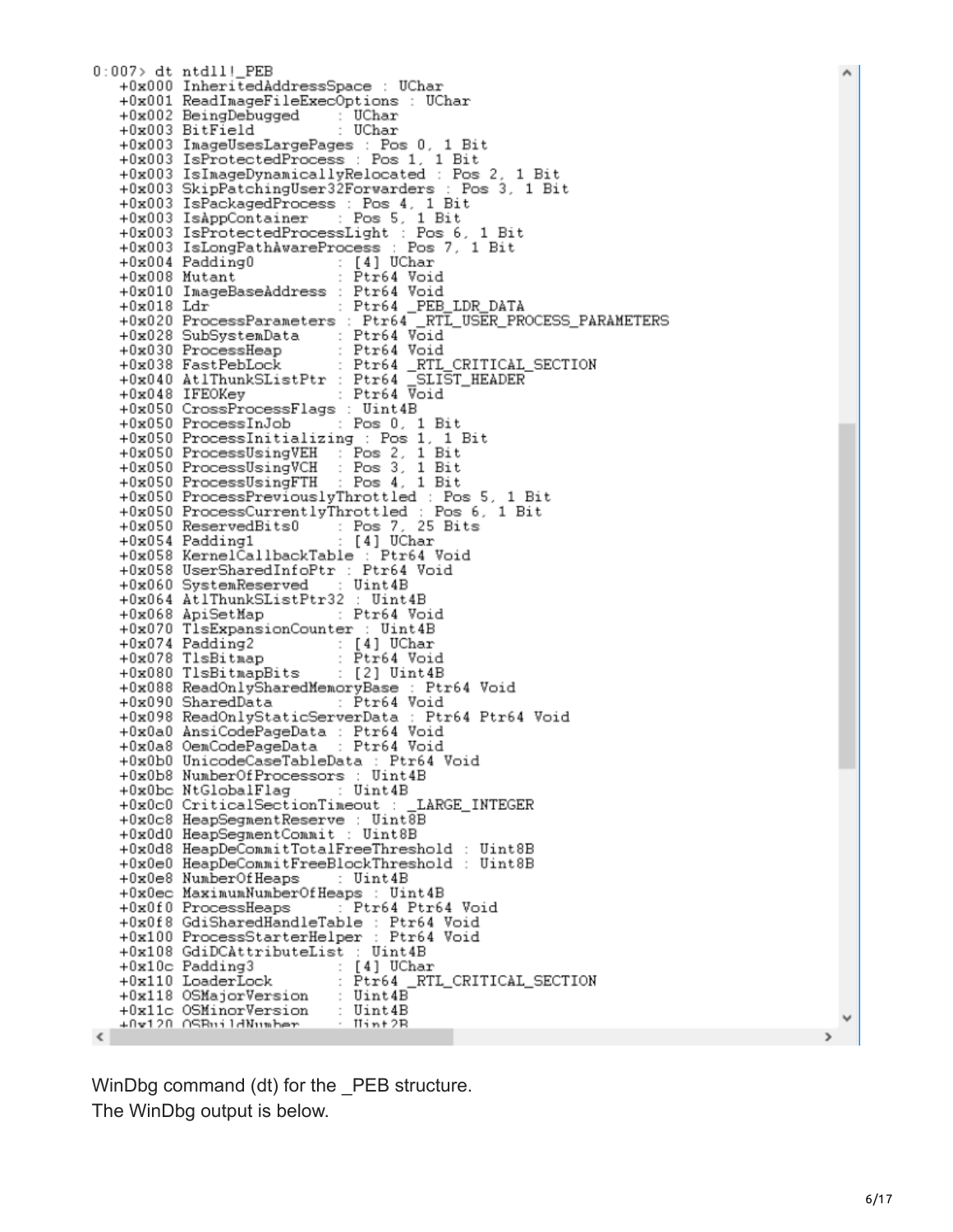```
0:007> dt ntdll!_PEB
   +0x000 InheritedAddressSpace : UChar
   +0x001 ReadImageFileExecOptions : UChar
   +0x002 BeingDebugged    : UChar
   +0x003 BitField         : UChar
   +0x003 ImageUsesLargePages : Pos 0, 1 Bit
   +0x003 IsProtectedProcess : Pos 1, 1 Bit
   +0x003 IsImageDynamicallyRelocated : Pos 2, 1 Bit
   +0x003 SkipPatchingUser32Forwarders : Pos 3, 1 Bit
   +0x003 IsPackagedProcess : Pos 4, 1 Bit
   +0x003 IsAppContainer   : Pos 5, 1 Bit
   +0x003 IsProtectedProcessLight : Pos 6, 1 Bit
   +0x003 IsLongPathAwareProcess : Pos 7, 1 Bit
   +0x004 Padding0         : [4] UChar
   +0x008 Mutant           : Ptr64 Void
   +0x010 ImageBaseAddress : Ptr64 Void
   +0x018 Ldr              : Ptr64 _PEB_LDR_DATA
   +0x020 ProcessParameters : Ptr64 _RTL_USER_PROCESS_PARAMETERS
   +0x028 SubSystemData    : Ptr64 Void
   +0x030 ProcessHeap      : Ptr64 Void
   +0x038 FastPebLock      : Ptr64 _RTL_CRITICAL_SECTION
   +0x040 AtlThunkSListPtr : Ptr64 _SLIST_HEADER
   +0x048 IFEOKey          : Ptr64 Void
   +0x050 CrossProcessFlags : Uint4B
   +0x050 ProcessInJob     : Pos 0, 1 Bit
   +0x050 ProcessInitializing : Pos 1, 1 Bit
   +0x050 ProcessUsingVEH  : Pos 2, 1 Bit
   +0x050 ProcessUsingVCH  : Pos 3, 1 Bit
   +0x050 ProcessUsingFTH  : Pos 4, 1 Bit
   +0x050 ProcessPreviouslyThrottled : Pos 5, 1 Bit
   +0x050 ProcessCurrentlyThrottled : Pos 6, 1 Bit
   +0x050 ReservedBits0    : Pos 7, 25 Bits
   +0x054 Padding1         : [4] UChar
   +0x058 KernelCallbackTable : Ptr64 Void
   +0x058 UserSharedInfoPtr : Ptr64 Void
   +0x060 SystemReserved   : Uint4B
   +0x064 AtlThunkSListPtr32 : Uint4B
   +0x068 ApiSetMap        : Ptr64 Void
   +0x070 TlsExpansionCounter : Uint4B
   +0x074 Padding2         : [4] UChar
   +0x078 TlsBitmap        : Ptr64 Void
   +0x080 TlsBitmapBits    : [2] Uint4B
   +0x088 ReadOnlySharedMemoryBase : Ptr64 Void
   +0x090 SharedData       : Ptr64 Void
   +0x098 ReadOnlyStaticServerData : Ptr64 Ptr64 Void
   +0x0a0 AnsiCodePageData : Ptr64 Void
   +0x0a8 OemCodePageData  : Ptr64 Void
   +0x0b0 UnicodeCaseTableData : Ptr64 Void
   +0x0b8 NumberOfProcessors : Uint4B
   +0x0bc NtGlobalFlag     : Uint4B
   +0x0c0 CriticalSectionTimeout : _LARGE_INTEGER
   +0x0c8 HeapSegmentReserve : Uint8B
   +0x0d0 HeapSegmentCommit : Uint8B
   +0x0d8 HeapDeCommitTotalFreeThreshold : Uint8B
   +0x0e0 HeapDeCommitFreeBlockThreshold : Uint8B
   +0x0e8 NumberOfHeaps    : Uint4B
   +0x0ec MaximumNumberOfHeaps : Uint4B
   +0x0f0 ProcessHeaps     : Ptr64 Ptr64 Void
   +0x0f8 GdiSharedHandleTable : Ptr64 Void
   +0x100 ProcessStarterHelper : Ptr64 Void
   +0x108 GdiDCAttributeList : Uint4B
   +0x10c Padding3         : [4] UChar
   +0x110 LoaderLock       : Ptr64 _RTL_CRITICAL_SECTION
   +0x118 OSMajorVersion   : Uint4B
   +0x11c OSMinorVersion   : Uint4B
   +0x120 OSBuildNumber    : Uint2B
```

WinDbg command (dt) for the _PEB structure.
The WinDbg output is below.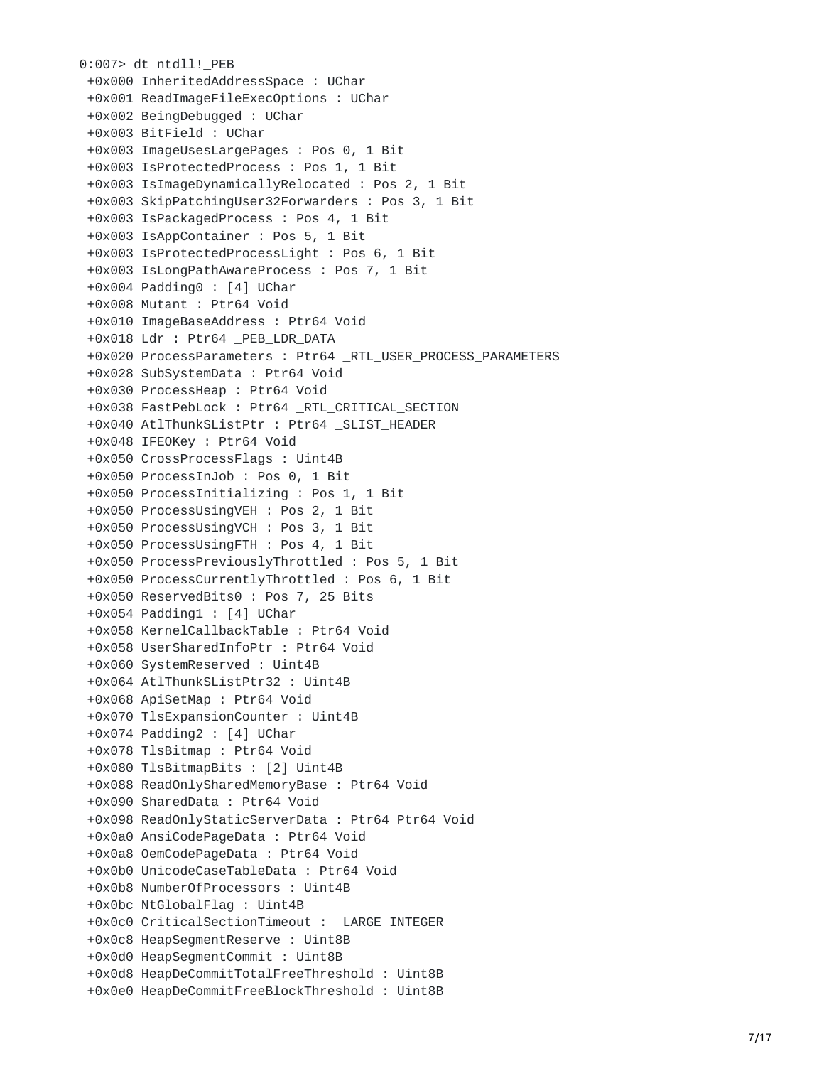```
0:007> dt ntdll!_PEB
 +0x000 InheritedAddressSpace : UChar
 +0x001 ReadImageFileExecOptions : UChar
 +0x002 BeingDebugged : UChar
 +0x003 BitField : UChar
 +0x003 ImageUsesLargePages : Pos 0, 1 Bit
 +0x003 IsProtectedProcess : Pos 1, 1 Bit
 +0x003 IsImageDynamicallyRelocated : Pos 2, 1 Bit
 +0x003 SkipPatchingUser32Forwarders : Pos 3, 1 Bit
 +0x003 IsPackagedProcess : Pos 4, 1 Bit
 +0x003 IsAppContainer : Pos 5, 1 Bit
 +0x003 IsProtectedProcessLight : Pos 6, 1 Bit
 +0x003 IsLongPathAwareProcess : Pos 7, 1 Bit
 +0x004 Padding0 : [4] UChar
 +0x008 Mutant : Ptr64 Void
 +0x010 ImageBaseAddress : Ptr64 Void
 +0x018 Ldr : Ptr64 _PEB_LDR_DATA
 +0x020 ProcessParameters : Ptr64 _RTL_USER_PROCESS_PARAMETERS
 +0x028 SubSystemData : Ptr64 Void
 +0x030 ProcessHeap : Ptr64 Void
 +0x038 FastPebLock : Ptr64 _RTL_CRITICAL_SECTION
 +0x040 AtlThunkSListPtr : Ptr64 _SLIST_HEADER
 +0x048 IFEOKey : Ptr64 Void
 +0x050 CrossProcessFlags : Uint4B
 +0x050 ProcessInJob : Pos 0, 1 Bit
 +0x050 ProcessInitializing : Pos 1, 1 Bit
 +0x050 ProcessUsingVEH : Pos 2, 1 Bit
 +0x050 ProcessUsingVCH : Pos 3, 1 Bit
 +0x050 ProcessUsingFTH : Pos 4, 1 Bit
 +0x050 ProcessPreviouslyThrottled : Pos 5, 1 Bit
 +0x050 ProcessCurrentlyThrottled : Pos 6, 1 Bit
 +0x050 ReservedBits0 : Pos 7, 25 Bits
 +0x054 Padding1 : [4] UChar
 +0x058 KernelCallbackTable : Ptr64 Void
 +0x058 UserSharedInfoPtr : Ptr64 Void
 +0x060 SystemReserved : Uint4B
 +0x064 AtlThunkSListPtr32 : Uint4B
 +0x068 ApiSetMap : Ptr64 Void
 +0x070 TlsExpansionCounter : Uint4B
 +0x074 Padding2 : [4] UChar
 +0x078 TlsBitmap : Ptr64 Void
 +0x080 TlsBitmapBits : [2] Uint4B
 +0x088 ReadOnlySharedMemoryBase : Ptr64 Void
 +0x090 SharedData : Ptr64 Void
 +0x098 ReadOnlyStaticServerData : Ptr64 Ptr64 Void
 +0x0a0 AnsiCodePageData : Ptr64 Void
 +0x0a8 OemCodePageData : Ptr64 Void
 +0x0b0 UnicodeCaseTableData : Ptr64 Void
 +0x0b8 NumberOfProcessors : Uint4B
 +0x0bc NtGlobalFlag : Uint4B
 +0x0c0 CriticalSectionTimeout : _LARGE_INTEGER
 +0x0c8 HeapSegmentReserve : Uint8B
 +0x0d0 HeapSegmentCommit : Uint8B
 +0x0d8 HeapDeCommitTotalFreeThreshold : Uint8B
 +0x0e0 HeapDeCommitFreeBlockThreshold : Uint8B
```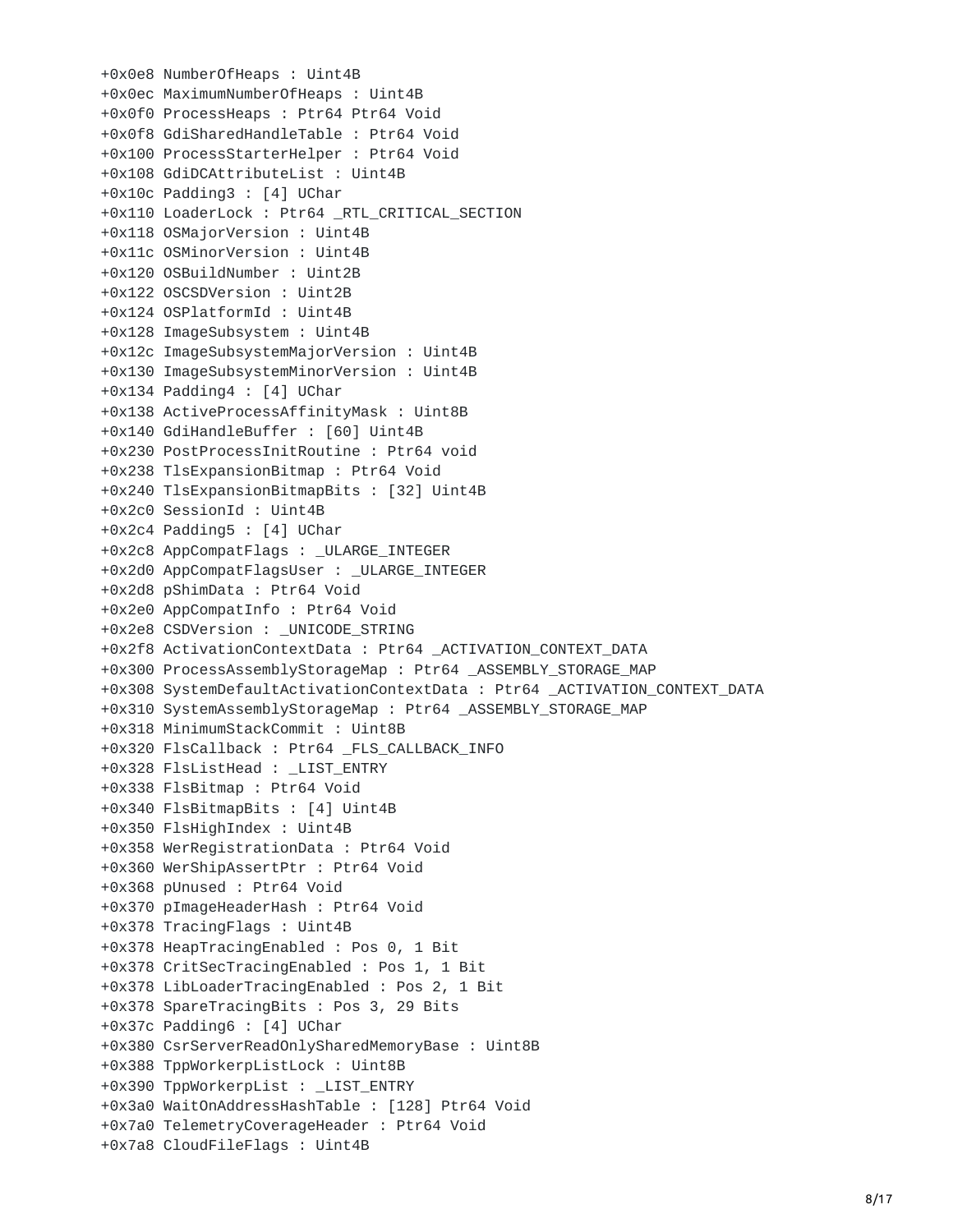```
+0x0e8 NumberOfHeaps : Uint4B
+0x0ec MaximumNumberOfHeaps : Uint4B
+0x0f0 ProcessHeaps : Ptr64 Ptr64 Void
+0x0f8 GdiSharedHandleTable : Ptr64 Void
+0x100 ProcessStarterHelper : Ptr64 Void
+0x108 GdiDCAttributeList : Uint4B
+0x10c Padding3 : [4] UChar
+0x110 LoaderLock : Ptr64 _RTL_CRITICAL_SECTION
+0x118 OSMajorVersion : Uint4B
+0x11c OSMinorVersion : Uint4B
+0x120 OSBuildNumber : Uint2B
+0x122 OSCSDVersion : Uint2B
+0x124 OSPlatformId : Uint4B
+0x128 ImageSubsystem : Uint4B
+0x12c ImageSubsystemMajorVersion : Uint4B
+0x130 ImageSubsystemMinorVersion : Uint4B
+0x134 Padding4 : [4] UChar
+0x138 ActiveProcessAffinityMask : Uint8B
+0x140 GdiHandleBuffer : [60] Uint4B
+0x230 PostProcessInitRoutine : Ptr64 void
+0x238 TlsExpansionBitmap : Ptr64 Void
+0x240 TlsExpansionBitmapBits : [32] Uint4B
+0x2c0 SessionId : Uint4B
+0x2c4 Padding5 : [4] UChar
+0x2c8 AppCompatFlags : _ULARGE_INTEGER
+0x2d0 AppCompatFlagsUser : _ULARGE_INTEGER
+0x2d8 pShimData : Ptr64 Void
+0x2e0 AppCompatInfo : Ptr64 Void
+0x2e8 CSDVersion : _UNICODE_STRING
+0x2f8 ActivationContextData : Ptr64 _ACTIVATION_CONTEXT_DATA
+0x300 ProcessAssemblyStorageMap : Ptr64 _ASSEMBLY_STORAGE_MAP
+0x308 SystemDefaultActivationContextData : Ptr64 _ACTIVATION_CONTEXT_DATA
+0x310 SystemAssemblyStorageMap : Ptr64 _ASSEMBLY_STORAGE_MAP
+0x318 MinimumStackCommit : Uint8B
+0x320 FlsCallback : Ptr64 _FLS_CALLBACK_INFO
+0x328 FlsListHead : _LIST_ENTRY
+0x338 FlsBitmap : Ptr64 Void
+0x340 FlsBitmapBits : [4] Uint4B
+0x350 FlsHighIndex : Uint4B
+0x358 WerRegistrationData : Ptr64 Void
+0x360 WerShipAssertPtr : Ptr64 Void
+0x368 pUnused : Ptr64 Void
+0x370 pImageHeaderHash : Ptr64 Void
+0x378 TracingFlags : Uint4B
+0x378 HeapTracingEnabled : Pos 0, 1 Bit
+0x378 CritSecTracingEnabled : Pos 1, 1 Bit
+0x378 LibLoaderTracingEnabled : Pos 2, 1 Bit
+0x378 SpareTracingBits : Pos 3, 29 Bits
+0x37c Padding6 : [4] UChar
+0x380 CsrServerReadOnlySharedMemoryBase : Uint8B
+0x388 TppWorkerpListLock : Uint8B
+0x390 TppWorkerpList : _LIST_ENTRY
+0x3a0 WaitOnAddressHashTable : [128] Ptr64 Void
+0x7a0 TelemetryCoverageHeader : Ptr64 Void
+0x7a8 CloudFileFlags : Uint4B
```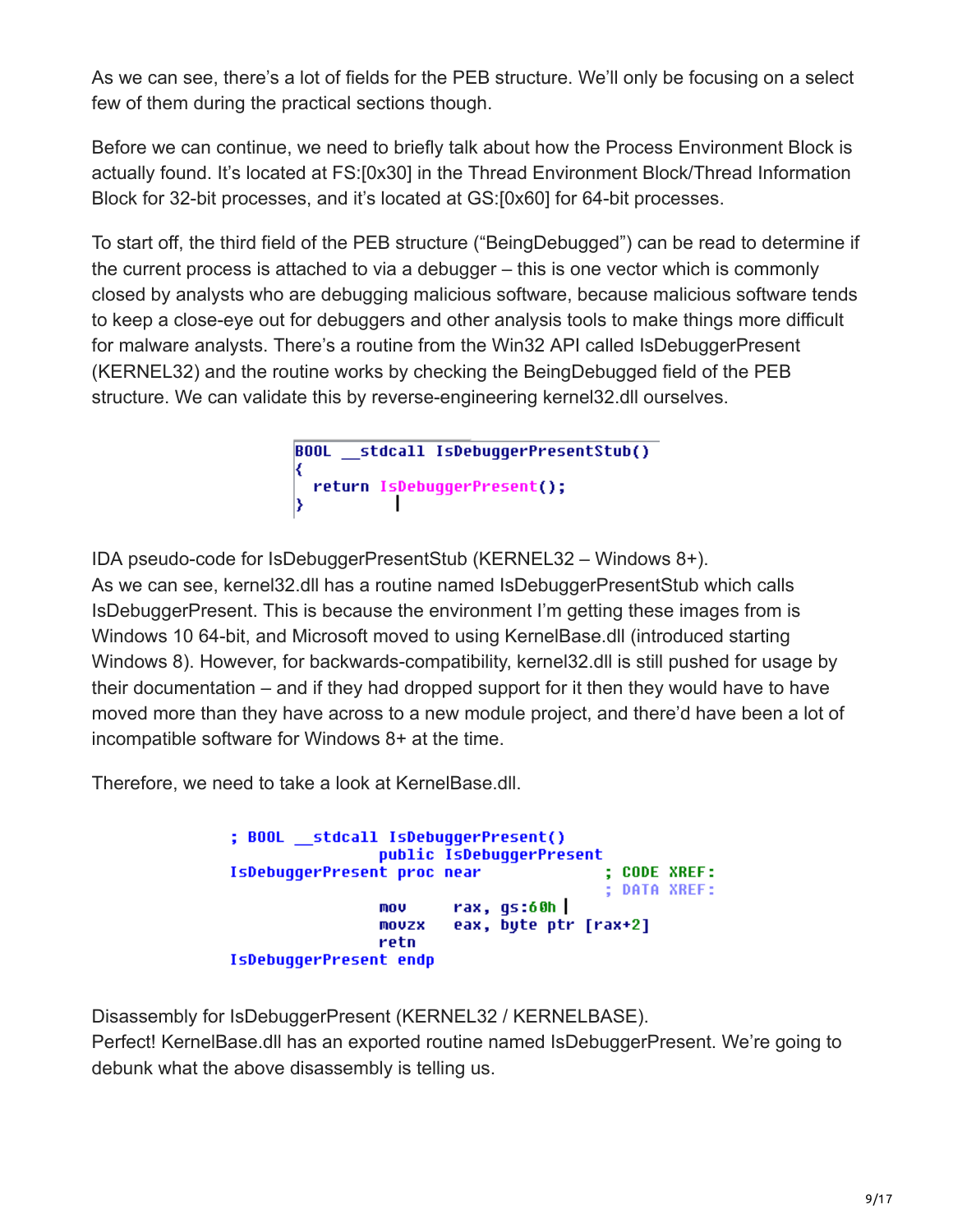As we can see, there's a lot of fields for the PEB structure. We'll only be focusing on a select few of them during the practical sections though.

Before we can continue, we need to briefly talk about how the Process Environment Block is actually found. It's located at FS:[0x30] in the Thread Environment Block/Thread Information Block for 32-bit processes, and it's located at GS:[0x60] for 64-bit processes.

To start off, the third field of the PEB structure ("BeingDebugged") can be read to determine if the current process is attached to via a debugger – this is one vector which is commonly closed by analysts who are debugging malicious software, because malicious software tends to keep a close-eye out for debuggers and other analysis tools to make things more difficult for malware analysts. There's a routine from the Win32 API called IsDebuggerPresent (KERNEL32) and the routine works by checking the BeingDebugged field of the PEB structure. We can validate this by reverse-engineering kernel32.dll ourselves.

```
BOOL __stdcall IsDebuggerPresentStub()
{
  return IsDebuggerPresent();
}
```

IDA pseudo-code for IsDebuggerPresentStub (KERNEL32 – Windows 8+).

As we can see, kernel32.dll has a routine named IsDebuggerPresentStub which calls IsDebuggerPresent. This is because the environment I'm getting these images from is Windows 10 64-bit, and Microsoft moved to using KernelBase.dll (introduced starting Windows 8). However, for backwards-compatibility, kernel32.dll is still pushed for usage by their documentation – and if they had dropped support for it then they would have to have moved more than they have across to a new module project, and there'd have been a lot of incompatible software for Windows 8+ at the time.

Therefore, we need to take a look at KernelBase.dll.

```
; BOOL __stdcall IsDebuggerPresent()
                public IsDebuggerPresent
IsDebuggerPresent proc near              ; CODE XREF:
                                         ; DATA XREF:
                mov     rax, gs:60h
                movzx   eax, byte ptr [rax+2]
                retn
IsDebuggerPresent endp
```

Disassembly for IsDebuggerPresent (KERNEL32 / KERNELBASE).

Perfect! KernelBase.dll has an exported routine named IsDebuggerPresent. We're going to debunk what the above disassembly is telling us.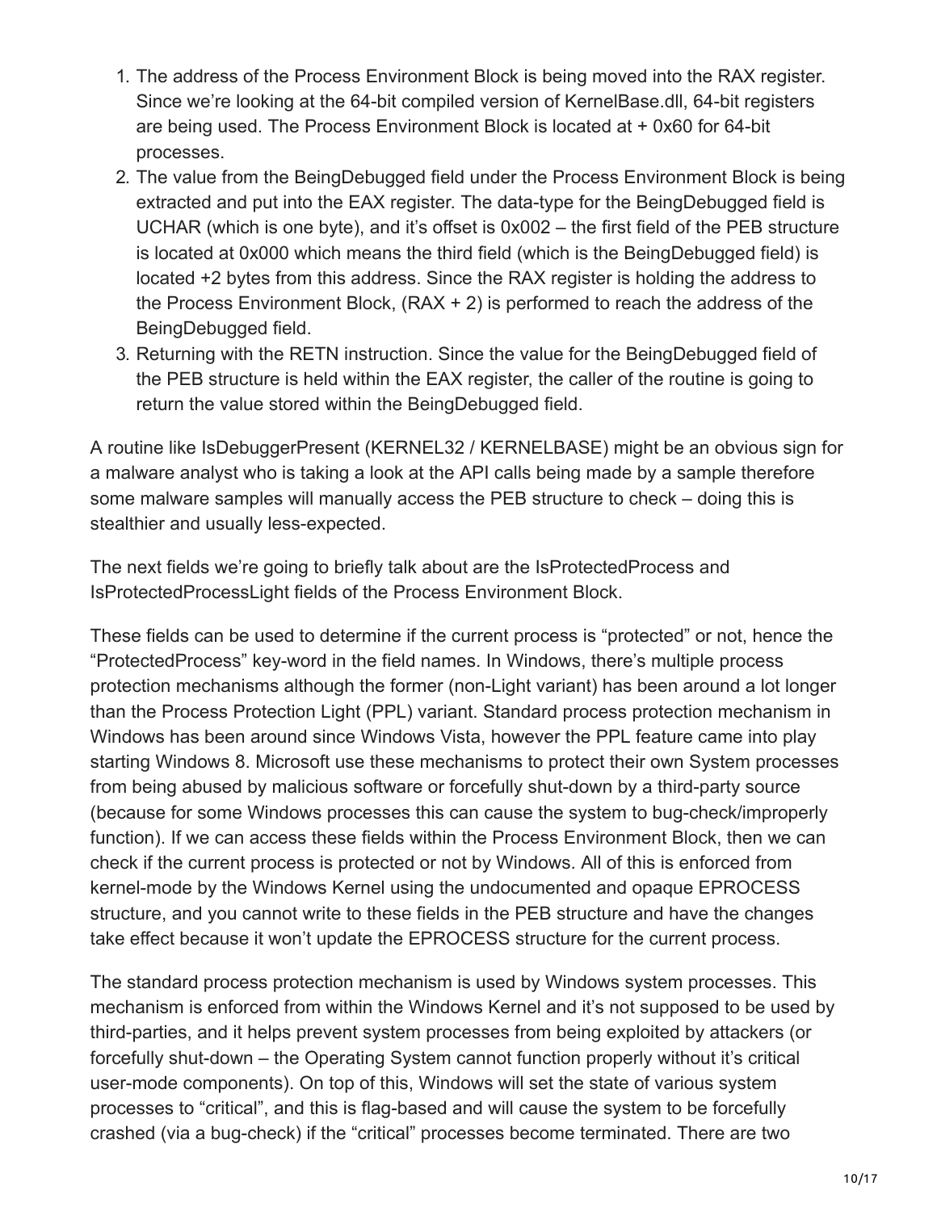1. The address of the Process Environment Block is being moved into the RAX register. Since we're looking at the 64-bit compiled version of KernelBase.dll, 64-bit registers are being used. The Process Environment Block is located at + 0x60 for 64-bit processes.
2. The value from the BeingDebugged field under the Process Environment Block is being extracted and put into the EAX register. The data-type for the BeingDebugged field is UCHAR (which is one byte), and it's offset is 0x002 – the first field of the PEB structure is located at 0x000 which means the third field (which is the BeingDebugged field) is located +2 bytes from this address. Since the RAX register is holding the address to the Process Environment Block, (RAX + 2) is performed to reach the address of the BeingDebugged field.
3. Returning with the RETN instruction. Since the value for the BeingDebugged field of the PEB structure is held within the EAX register, the caller of the routine is going to return the value stored within the BeingDebugged field.

A routine like IsDebuggerPresent (KERNEL32 / KERNELBASE) might be an obvious sign for a malware analyst who is taking a look at the API calls being made by a sample therefore some malware samples will manually access the PEB structure to check – doing this is stealthier and usually less-expected.

The next fields we're going to briefly talk about are the IsProtectedProcess and IsProtectedProcessLight fields of the Process Environment Block.

These fields can be used to determine if the current process is "protected" or not, hence the "ProtectedProcess" key-word in the field names. In Windows, there's multiple process protection mechanisms although the former (non-Light variant) has been around a lot longer than the Process Protection Light (PPL) variant. Standard process protection mechanism in Windows has been around since Windows Vista, however the PPL feature came into play starting Windows 8. Microsoft use these mechanisms to protect their own System processes from being abused by malicious software or forcefully shut-down by a third-party source (because for some Windows processes this can cause the system to bug-check/improperly function). If we can access these fields within the Process Environment Block, then we can check if the current process is protected or not by Windows. All of this is enforced from kernel-mode by the Windows Kernel using the undocumented and opaque EPROCESS structure, and you cannot write to these fields in the PEB structure and have the changes take effect because it won't update the EPROCESS structure for the current process.

The standard process protection mechanism is used by Windows system processes. This mechanism is enforced from within the Windows Kernel and it's not supposed to be used by third-parties, and it helps prevent system processes from being exploited by attackers (or forcefully shut-down – the Operating System cannot function properly without it's critical user-mode components). On top of this, Windows will set the state of various system processes to "critical", and this is flag-based and will cause the system to be forcefully crashed (via a bug-check) if the "critical" processes become terminated. There are two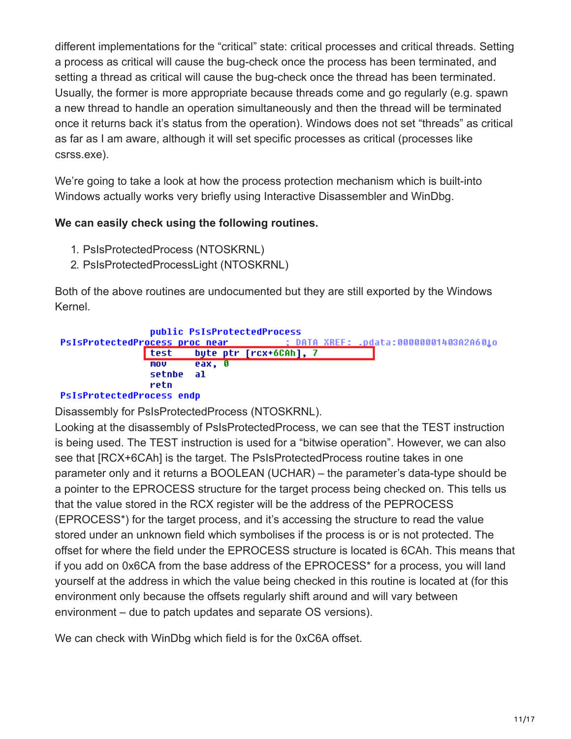different implementations for the “critical” state: critical processes and critical threads. Setting a process as critical will cause the bug-check once the process has been terminated, and setting a thread as critical will cause the bug-check once the thread has been terminated. Usually, the former is more appropriate because threads come and go regularly (e.g. spawn a new thread to handle an operation simultaneously and then the thread will be terminated once it returns back it’s status from the operation). Windows does not set “threads” as critical as far as I am aware, although it will set specific processes as critical (processes like csrss.exe).

We’re going to take a look at how the process protection mechanism which is built-into Windows actually works very briefly using Interactive Disassembler and WinDbg.

**We can easily check using the following routines.**

1. PsIsProtectedProcess (NTOSKRNL)
2. PsIsProtectedProcessLight (NTOSKRNL)

Both of the above routines are undocumented but they are still exported by the Windows Kernel.

```
                public PsIsProtectedProcess
PsIsProtectedProcess proc near          ; DATA XREF: .pdata:00000001403A2A60↓o
                test    byte ptr [rcx+6CAh], 7
                mov     eax, 0
                setnbe  al
                retn
PsIsProtectedProcess endp
```

Disassembly for PsIsProtectedProcess (NTOSKRNL).

Looking at the disassembly of PsIsProtectedProcess, we can see that the TEST instruction is being used. The TEST instruction is used for a “bitwise operation”. However, we can also see that [RCX+6CAh] is the target. The PsIsProtectedProcess routine takes in one parameter only and it returns a BOOLEAN (UCHAR) – the parameter’s data-type should be a pointer to the EPROCESS structure for the target process being checked on. This tells us that the value stored in the RCX register will be the address of the PEPROCESS (EPROCESS*) for the target process, and it’s accessing the structure to read the value stored under an unknown field which symbolises if the process is or is not protected. The offset for where the field under the EPROCESS structure is located is 6CAh. This means that if you add on 0x6CA from the base address of the EPROCESS* for a process, you will land yourself at the address in which the value being checked in this routine is located at (for this environment only because the offsets regularly shift around and will vary between environment – due to patch updates and separate OS versions).

We can check with WinDbg which field is for the 0xC6A offset.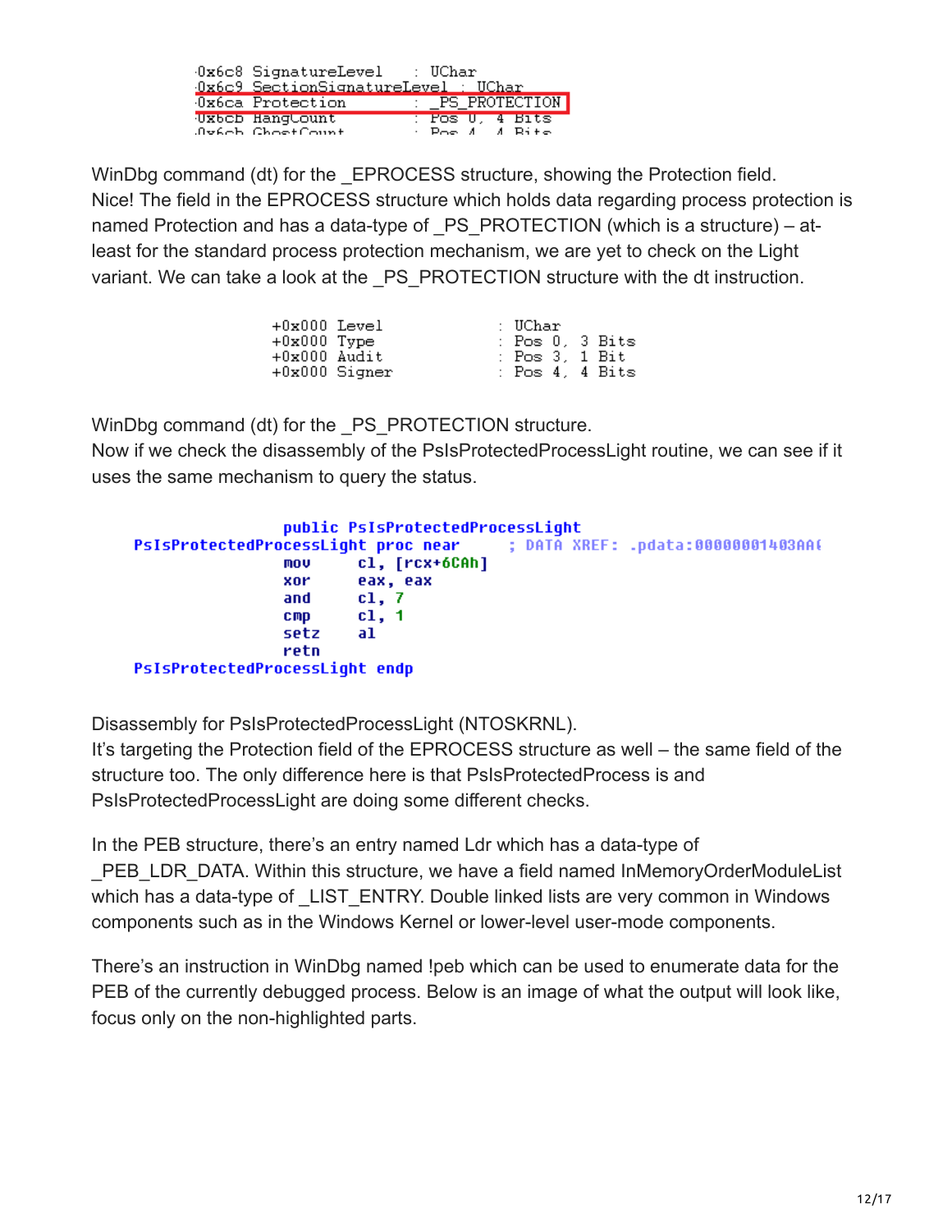```
0x6c8 SignatureLevel      : UChar
0x6c9 SectionSignatureLevel : UChar
0x6ca Protection          : _PS_PROTECTION
0x6cb HangCount           : Pos 0, 4 Bits
0x6cb GhostCount          : Pos 4, 4 Bits
```

WinDbg command (dt) for the _EPROCESS structure, showing the Protection field.

Nice! The field in the EPROCESS structure which holds data regarding process protection is named Protection and has a data-type of _PS_PROTECTION (which is a structure) – at-least for the standard process protection mechanism, we are yet to check on the Light variant. We can take a look at the _PS_PROTECTION structure with the dt instruction.

```
+0x000 Level            : UChar
+0x000 Type             : Pos 0, 3 Bits
+0x000 Audit            : Pos 3, 1 Bit
+0x000 Signer           : Pos 4, 4 Bits
```

WinDbg command (dt) for the _PS_PROTECTION structure.

Now if we check the disassembly of the PsIsProtectedProcessLight routine, we can see if it uses the same mechanism to query the status.

```
                public PsIsProtectedProcessLight
PsIsProtectedProcessLight proc near     ; DATA XREF: .pdata:00000001403AA(
                mov     cl, [rcx+6CAh]
                xor     eax, eax
                and     cl, 7
                cmp     cl, 1
                setz    al
                retn
PsIsProtectedProcessLight endp
```

Disassembly for PsIsProtectedProcessLight (NTOSKRNL).

It's targeting the Protection field of the EPROCESS structure as well – the same field of the structure too. The only difference here is that PsIsProtectedProcess is and PsIsProtectedProcessLight are doing some different checks.

In the PEB structure, there's an entry named Ldr which has a data-type of _PEB_LDR_DATA. Within this structure, we have a field named InMemoryOrderModuleList which has a data-type of _LIST_ENTRY. Double linked lists are very common in Windows components such as in the Windows Kernel or lower-level user-mode components.

There's an instruction in WinDbg named !peb which can be used to enumerate data for the PEB of the currently debugged process. Below is an image of what the output will look like, focus only on the non-highlighted parts.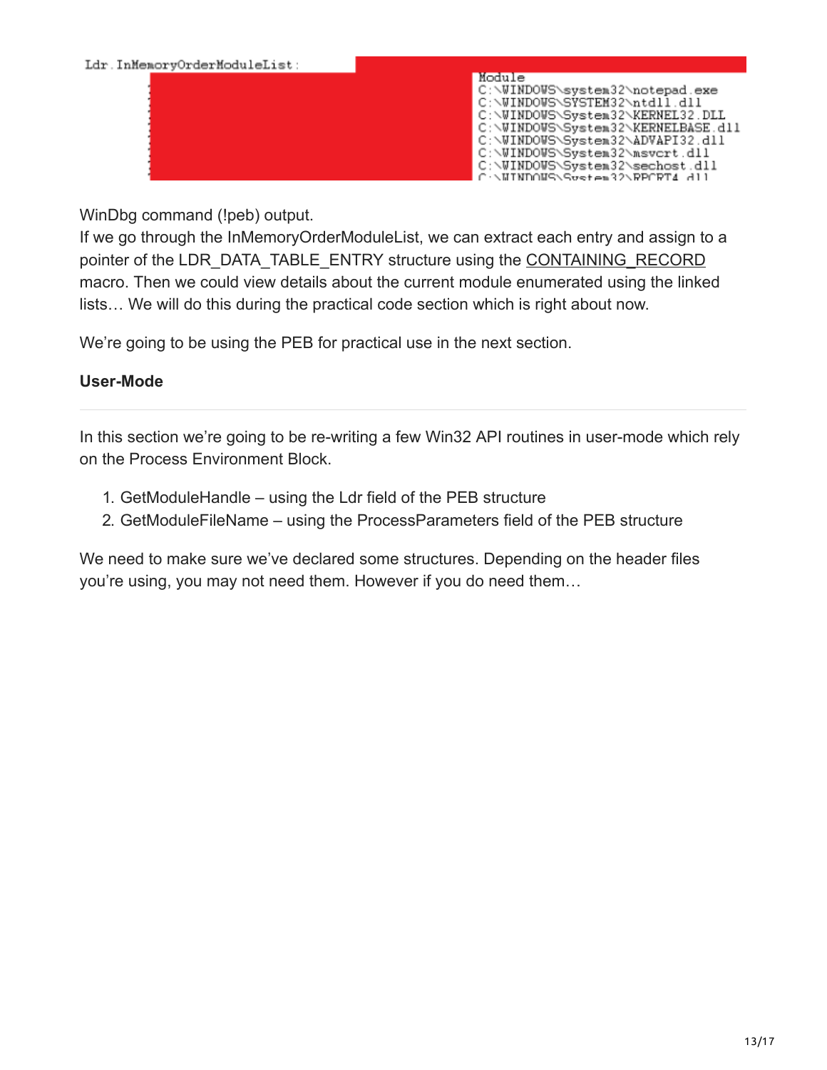```
Ldr.InMemoryOrderModuleList:
                                        Module
                                        C:\WINDOWS\system32\notepad.exe
                                        C:\WINDOWS\SYSTEM32\ntdll.dll
                                        C:\WINDOWS\System32\KERNEL32.DLL
                                        C:\WINDOWS\System32\KERNELBASE.dll
                                        C:\WINDOWS\System32\ADVAPI32.dll
                                        C:\WINDOWS\System32\msvcrt.dll
                                        C:\WINDOWS\System32\sechost.dll
                                        C:\WINDOWS\System32\RPCRT4.dll
```

WinDbg command (!peb) output.

If we go through the InMemoryOrderModuleList, we can extract each entry and assign to a pointer of the LDR_DATA_TABLE_ENTRY structure using the CONTAINING_RECORD macro. Then we could view details about the current module enumerated using the linked lists… We will do this during the practical code section which is right about now.

We're going to be using the PEB for practical use in the next section.

**User-Mode**

In this section we're going to be re-writing a few Win32 API routines in user-mode which rely on the Process Environment Block.

1. GetModuleHandle – using the Ldr field of the PEB structure
2. GetModuleFileName – using the ProcessParameters field of the PEB structure

We need to make sure we've declared some structures. Depending on the header files you're using, you may not need them. However if you do need them…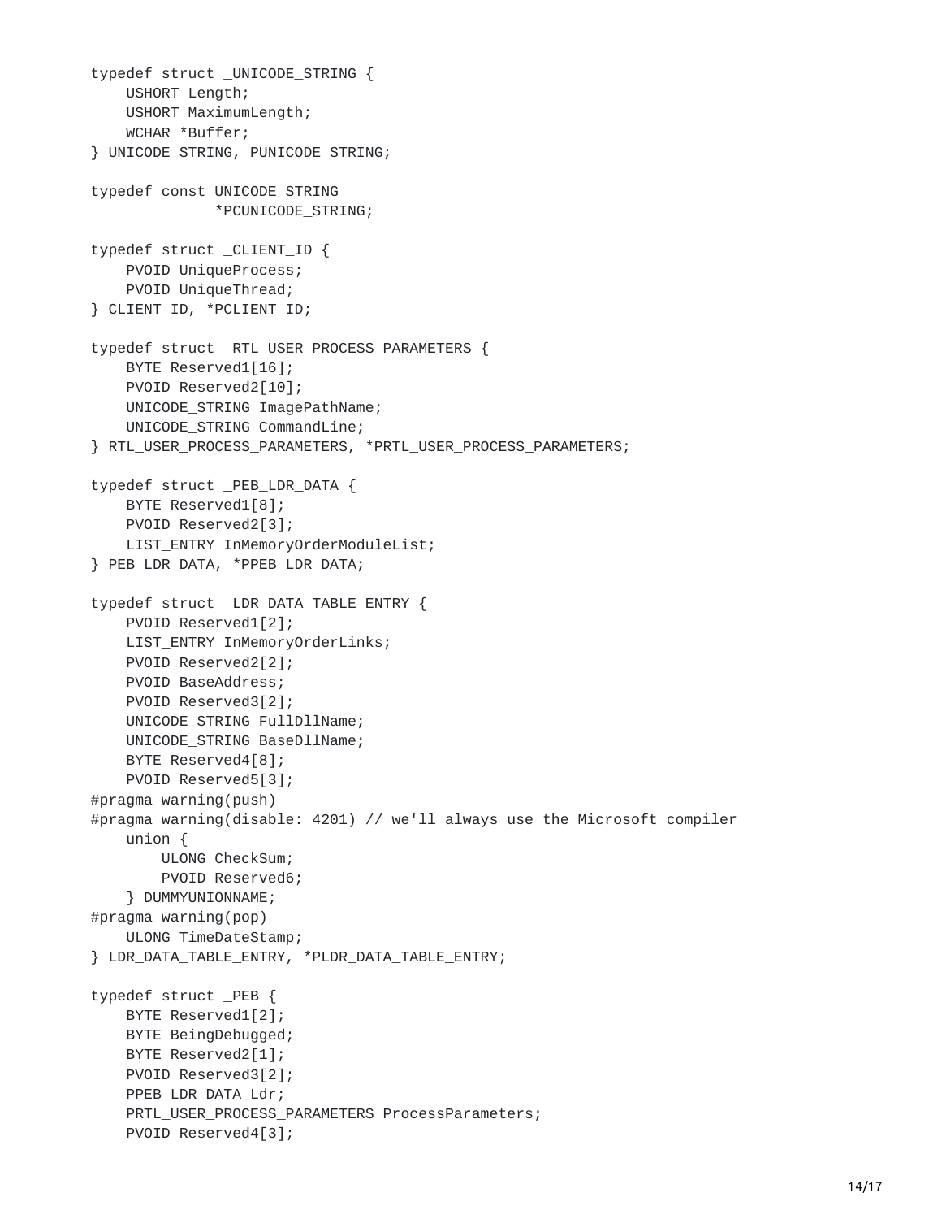```
typedef struct _UNICODE_STRING {
    USHORT Length;
    USHORT MaximumLength;
    WCHAR *Buffer;
} UNICODE_STRING, PUNICODE_STRING;

typedef const UNICODE_STRING
              *PCUNICODE_STRING;

typedef struct _CLIENT_ID {
    PVOID UniqueProcess;
    PVOID UniqueThread;
} CLIENT_ID, *PCLIENT_ID;

typedef struct _RTL_USER_PROCESS_PARAMETERS {
    BYTE Reserved1[16];
    PVOID Reserved2[10];
    UNICODE_STRING ImagePathName;
    UNICODE_STRING CommandLine;
} RTL_USER_PROCESS_PARAMETERS, *PRTL_USER_PROCESS_PARAMETERS;

typedef struct _PEB_LDR_DATA {
    BYTE Reserved1[8];
    PVOID Reserved2[3];
    LIST_ENTRY InMemoryOrderModuleList;
} PEB_LDR_DATA, *PPEB_LDR_DATA;

typedef struct _LDR_DATA_TABLE_ENTRY {
    PVOID Reserved1[2];
    LIST_ENTRY InMemoryOrderLinks;
    PVOID Reserved2[2];
    PVOID BaseAddress;
    PVOID Reserved3[2];
    UNICODE_STRING FullDllName;
    UNICODE_STRING BaseDllName;
    BYTE Reserved4[8];
    PVOID Reserved5[3];
#pragma warning(push)
#pragma warning(disable: 4201) // we'll always use the Microsoft compiler
    union {
        ULONG CheckSum;
        PVOID Reserved6;
    } DUMMYUNIONNAME;
#pragma warning(pop)
    ULONG TimeDateStamp;
} LDR_DATA_TABLE_ENTRY, *PLDR_DATA_TABLE_ENTRY;

typedef struct _PEB {
    BYTE Reserved1[2];
    BYTE BeingDebugged;
    BYTE Reserved2[1];
    PVOID Reserved3[2];
    PPEB_LDR_DATA Ldr;
    PRTL_USER_PROCESS_PARAMETERS ProcessParameters;
    PVOID Reserved4[3];
```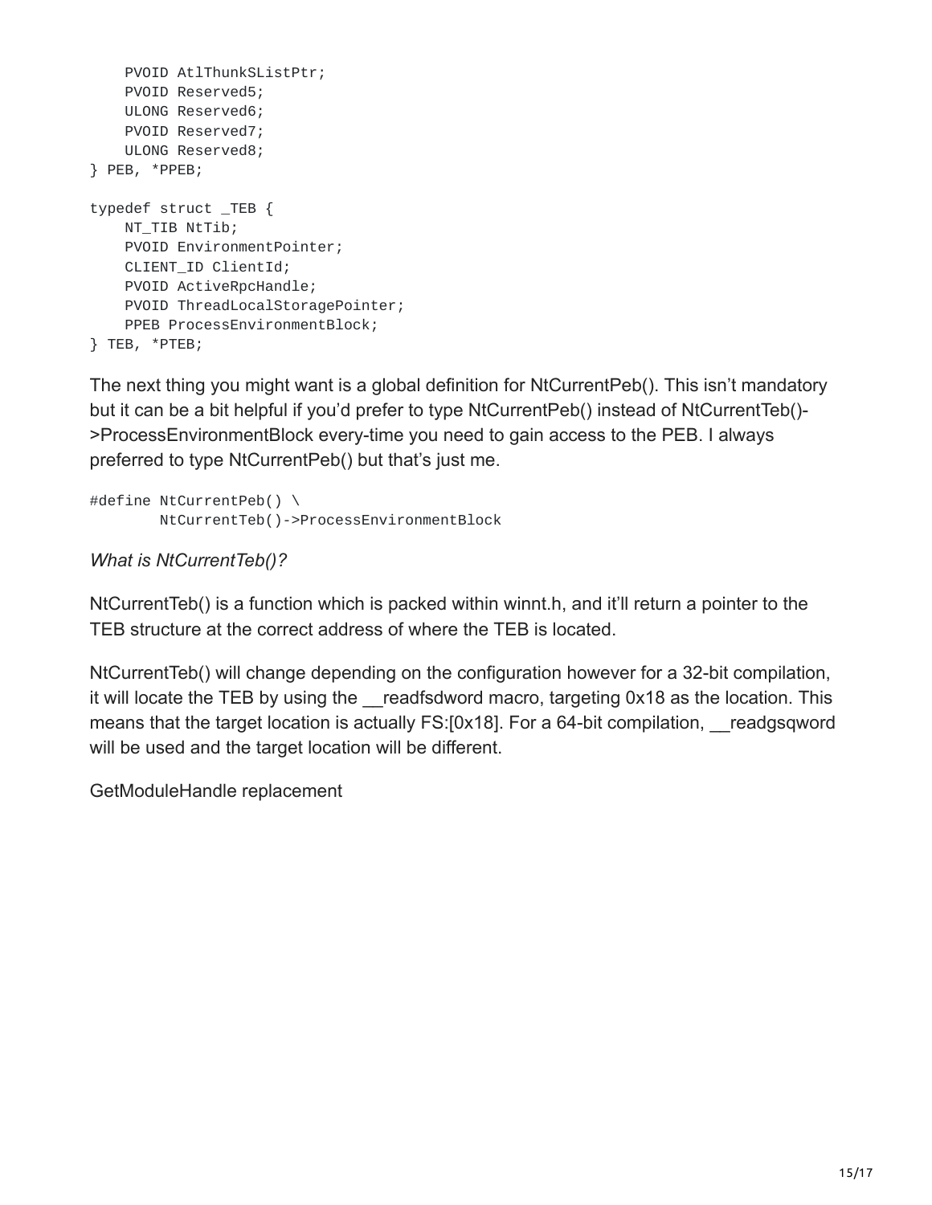```
    PVOID AtlThunkSListPtr;
    PVOID Reserved5;
    ULONG Reserved6;
    PVOID Reserved7;
    ULONG Reserved8;
} PEB, *PPEB;

typedef struct _TEB {
    NT_TIB NtTib;
    PVOID EnvironmentPointer;
    CLIENT_ID ClientId;
    PVOID ActiveRpcHandle;
    PVOID ThreadLocalStoragePointer;
    PPEB ProcessEnvironmentBlock;
} TEB, *PTEB;
```

The next thing you might want is a global definition for NtCurrentPeb(). This isn't mandatory but it can be a bit helpful if you'd prefer to type NtCurrentPeb() instead of NtCurrentTeb()->ProcessEnvironmentBlock every-time you need to gain access to the PEB. I always preferred to type NtCurrentPeb() but that's just me.

```
#define NtCurrentPeb() \
        NtCurrentTeb()->ProcessEnvironmentBlock
```

*What is NtCurrentTeb()?*

NtCurrentTeb() is a function which is packed within winnt.h, and it'll return a pointer to the TEB structure at the correct address of where the TEB is located.

NtCurrentTeb() will change depending on the configuration however for a 32-bit compilation, it will locate the TEB by using the __readfsdword macro, targeting 0x18 as the location. This means that the target location is actually FS:[0x18]. For a 64-bit compilation, __readgsqword will be used and the target location will be different.

GetModuleHandle replacement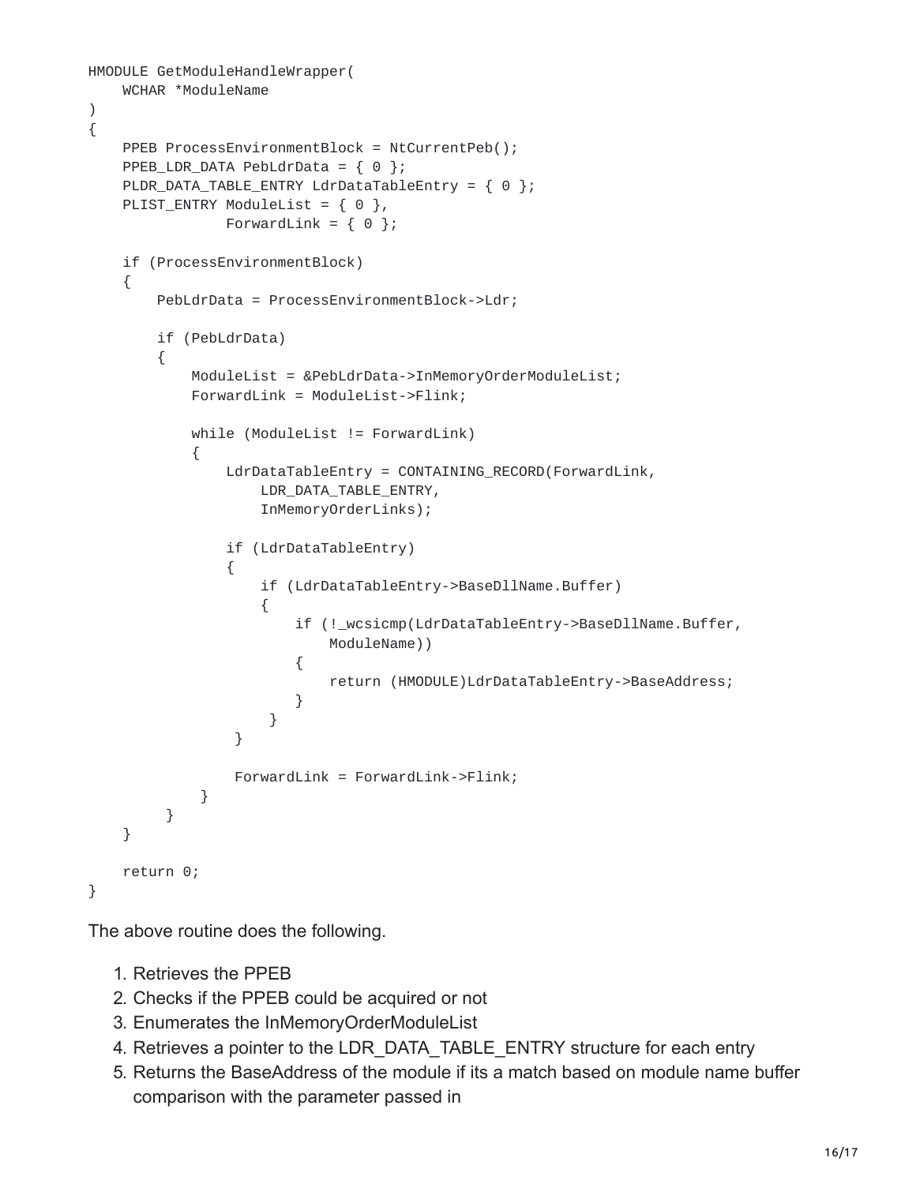```
HMODULE GetModuleHandleWrapper(
    WCHAR *ModuleName
)
{
    PPEB ProcessEnvironmentBlock = NtCurrentPeb();
    PPEB_LDR_DATA PebLdrData = { 0 };
    PLDR_DATA_TABLE_ENTRY LdrDataTableEntry = { 0 };
    PLIST_ENTRY ModuleList = { 0 },
                ForwardLink = { 0 };

    if (ProcessEnvironmentBlock)
    {
        PebLdrData = ProcessEnvironmentBlock->Ldr;

        if (PebLdrData)
        {
            ModuleList = &PebLdrData->InMemoryOrderModuleList;
            ForwardLink = ModuleList->Flink;

            while (ModuleList != ForwardLink)
            {
                LdrDataTableEntry = CONTAINING_RECORD(ForwardLink,
                    LDR_DATA_TABLE_ENTRY,
                    InMemoryOrderLinks);

                if (LdrDataTableEntry)
                {
                    if (LdrDataTableEntry->BaseDllName.Buffer)
                    {
                        if (!_wcsicmp(LdrDataTableEntry->BaseDllName.Buffer,
                            ModuleName))
                        {
                            return (HMODULE)LdrDataTableEntry->BaseAddress;
                        }
                     }
                 }

                 ForwardLink = ForwardLink->Flink;
             }
         }
    }

    return 0;
}
```

The above routine does the following.

1. Retrieves the PPEB
2. Checks if the PPEB could be acquired or not
3. Enumerates the InMemoryOrderModuleList
4. Retrieves a pointer to the LDR_DATA_TABLE_ENTRY structure for each entry
5. Returns the BaseAddress of the module if its a match based on module name buffer comparison with the parameter passed in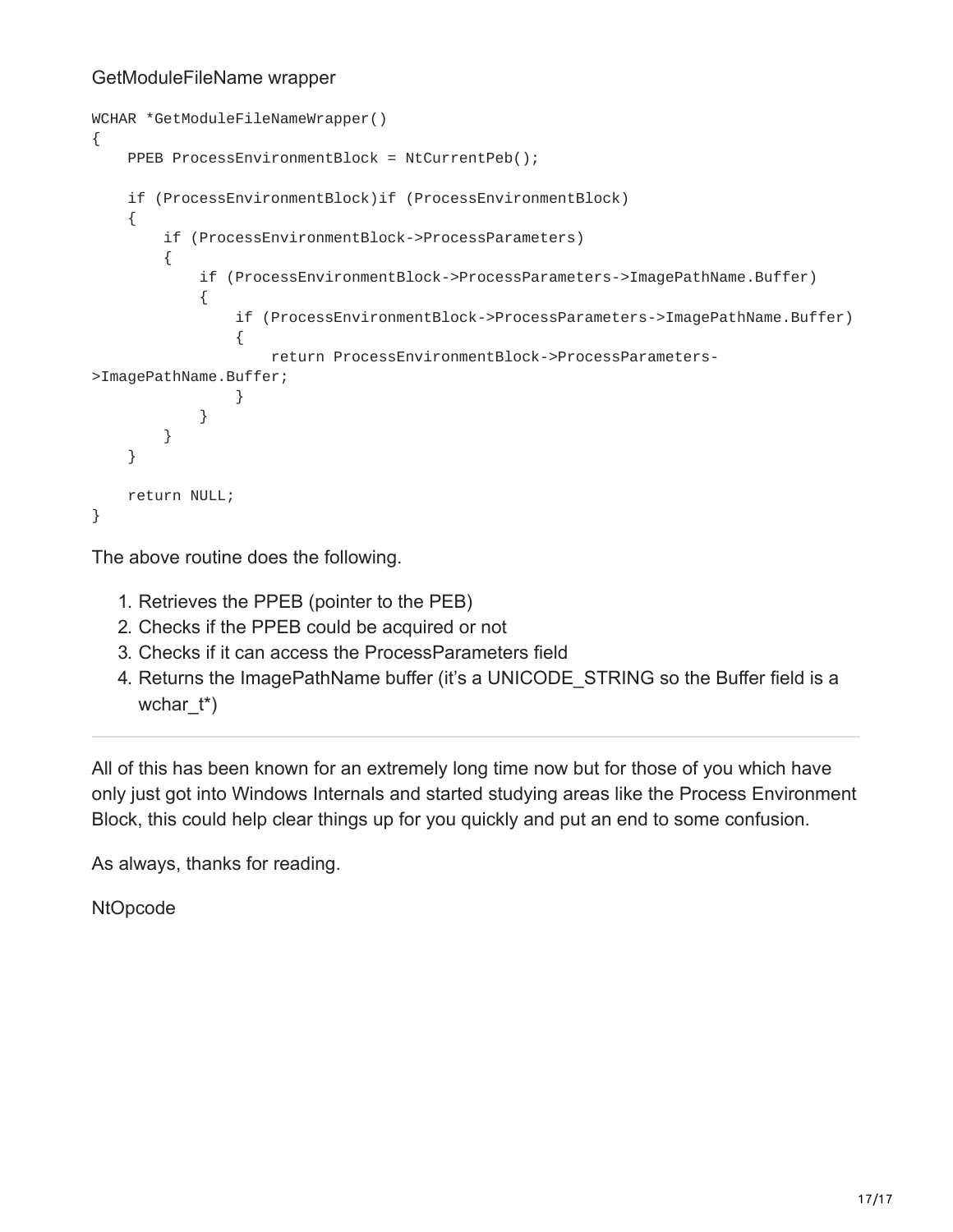GetModuleFileName wrapper

```
WCHAR *GetModuleFileNameWrapper()
{
    PPEB ProcessEnvironmentBlock = NtCurrentPeb();

    if (ProcessEnvironmentBlock)if (ProcessEnvironmentBlock)
    {
        if (ProcessEnvironmentBlock->ProcessParameters)
        {
            if (ProcessEnvironmentBlock->ProcessParameters->ImagePathName.Buffer)
            {
                if (ProcessEnvironmentBlock->ProcessParameters->ImagePathName.Buffer)
                {
                    return ProcessEnvironmentBlock->ProcessParameters-
>ImagePathName.Buffer;
                }
            }
        }
    }

    return NULL;
}
```

The above routine does the following.

1. Retrieves the PPEB (pointer to the PEB)
2. Checks if the PPEB could be acquired or not
3. Checks if it can access the ProcessParameters field
4. Returns the ImagePathName buffer (it's a UNICODE_STRING so the Buffer field is a wchar_t*)

---

All of this has been known for an extremely long time now but for those of you which have only just got into Windows Internals and started studying areas like the Process Environment Block, this could help clear things up for you quickly and put an end to some confusion.

As always, thanks for reading.

NtOpcode